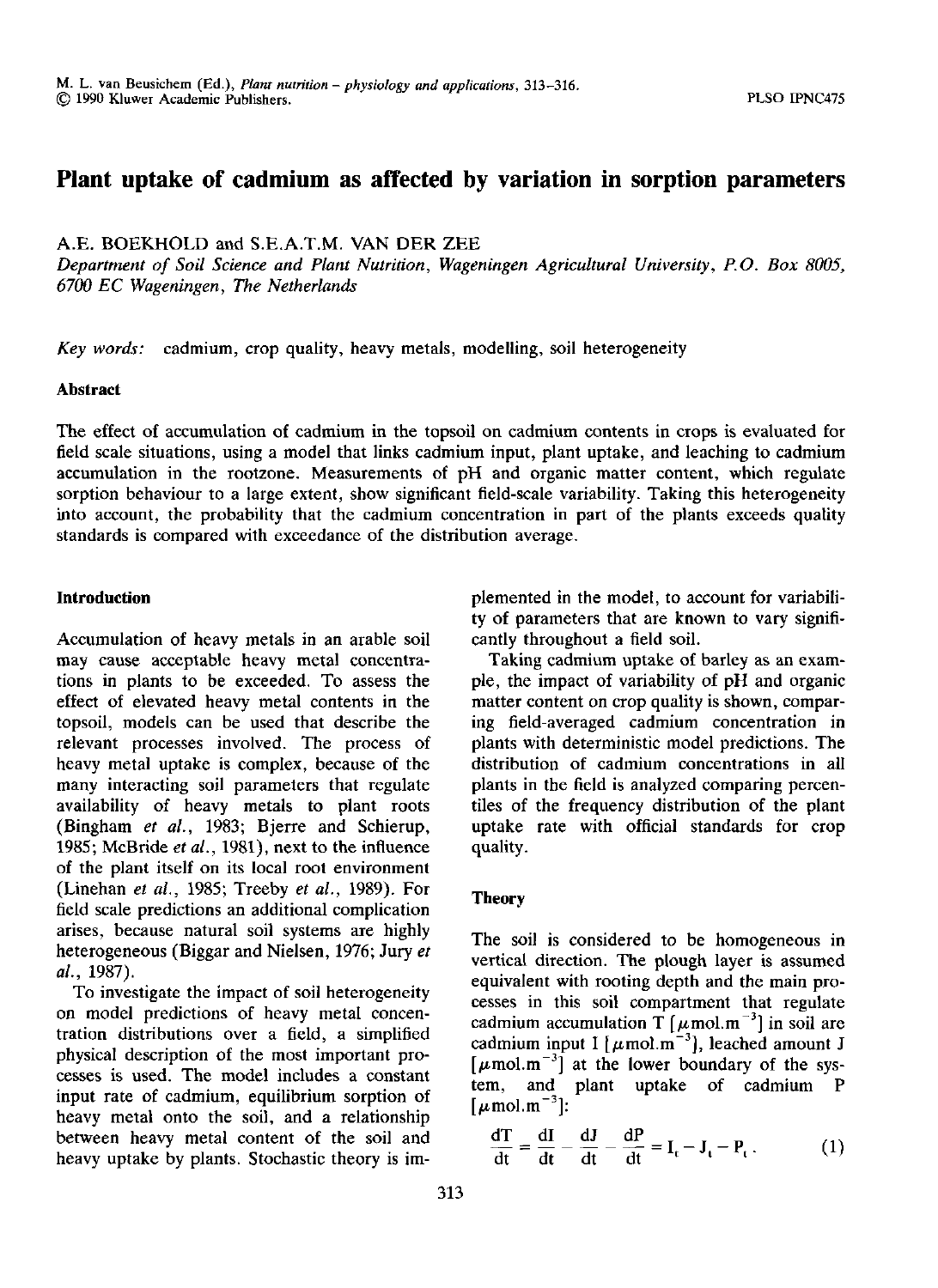M. L. van Beusichem (Ed.), *Plant nutrition – physiology and applications*, 313–316.
© 1990 Kluwer Academic Publishers. PLSO IPNC475

# Plant uptake of cadmium as affected by variation in sorption parameters

A.E. BOEKHOLD and S.E.A.T.M. VAN DER ZEE

*Department of Soil Science and Plant Nutrition, Wageningen Agricultural University, P.O. Box 8005, 6700 EC Wageningen, The Netherlands*

*Key words:* cadmium, crop quality, heavy metals, modelling, soil heterogeneity

### Abstract

The effect of accumulation of cadmium in the topsoil on cadmium contents in crops is evaluated for field scale situations, using a model that links cadmium input, plant uptake, and leaching to cadmium accumulation in the rootzone. Measurements of pH and organic matter content, which regulate sorption behaviour to a large extent, show significant field-scale variability. Taking this heterogeneity into account, the probability that the cadmium concentration in part of the plants exceeds quality standards is compared with exceedance of the distribution average.

### Introduction

Accumulation of heavy metals in an arable soil may cause acceptable heavy metal concentrations in plants to be exceeded. To assess the effect of elevated heavy metal contents in the topsoil, models can be used that describe the relevant processes involved. The process of heavy metal uptake is complex, because of the many interacting soil parameters that regulate availability of heavy metals to plant roots (Bingham *et al.*, 1983; Bjerre and Schierup, 1985; McBride *et al.*, 1981), next to the influence of the plant itself on its local root environment (Linehan *et al.*, 1985; Treeby *et al.*, 1989). For field scale predictions an additional complication arises, because natural soil systems are highly heterogeneous (Biggar and Nielsen, 1976; Jury *et al.*, 1987).

To investigate the impact of soil heterogeneity on model predictions of heavy metal concentration distributions over a field, a simplified physical description of the most important processes is used. The model includes a constant input rate of cadmium, equilibrium sorption of heavy metal onto the soil, and a relationship between heavy metal content of the soil and heavy uptake by plants. Stochastic theory is implemented in the model, to account for variability of parameters that are known to vary significantly throughout a field soil.

Taking cadmium uptake of barley as an example, the impact of variability of pH and organic matter content on crop quality is shown, comparing field-averaged cadmium concentration in plants with deterministic model predictions. The distribution of cadmium concentrations in all plants in the field is analyzed comparing percentiles of the frequency distribution of the plant uptake rate with official standards for crop quality.

### Theory

The soil is considered to be homogeneous in vertical direction. The plough layer is assumed equivalent with rooting depth and the main processes in this soil compartment that regulate cadmium accumulation T [$\mu$mol.m$^{-3}$] in soil are cadmium input I [$\mu$mol.m$^{-3}$], leached amount J [$\mu$mol.m$^{-3}$] at the lower boundary of the system, and plant uptake of cadmium P [$\mu$mol.m$^{-3}$]:

$$\frac{dT}{dt} = \frac{dI}{dt} - \frac{dJ}{dt} - \frac{dP}{dt} = I_t - J_t - P_t \,. \tag{1}$$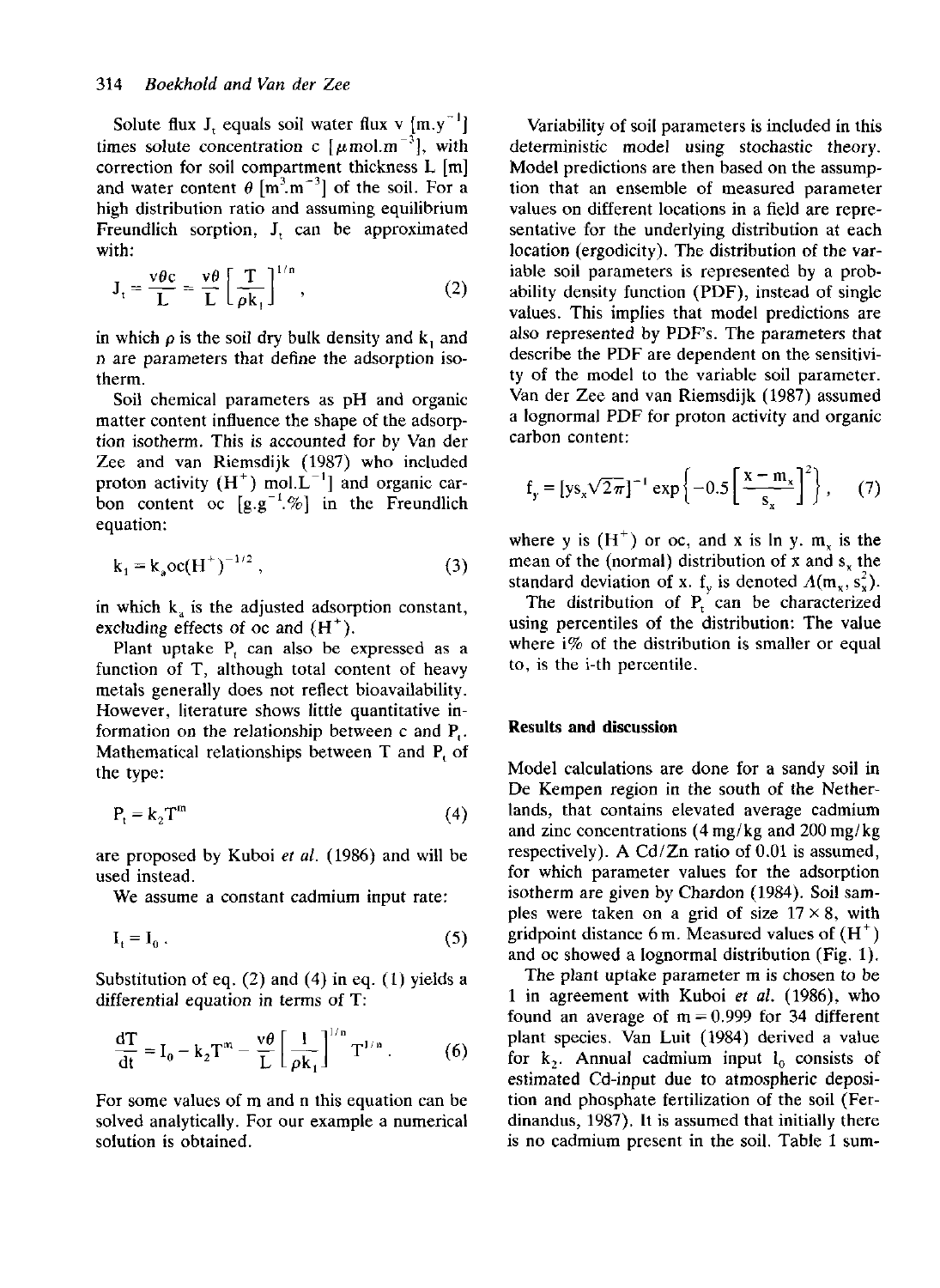Solute flux $J_t$ equals soil water flux v [$m.y^{-1}$] times solute concentration c [$\mu mol.m^{-3}$], with correction for soil compartment thickness L [m] and water content $\theta$ [$m^3.m^{-3}$] of the soil. For a high distribution ratio and assuming equilibrium Freundlich sorption, $J_t$ can be approximated with:

$$J_t = \frac{v\theta c}{L} = \frac{v\theta}{L}\left[\frac{T}{\rho k_1}\right]^{1/n}, \tag{2}$$

in which $\rho$ is the soil dry bulk density and $k_1$ and n are parameters that define the adsorption isotherm.

Soil chemical parameters as pH and organic matter content influence the shape of the adsorption isotherm. This is accounted for by Van der Zee and van Riemsdijk (1987) who included proton activity ($H^+$) $mol.L^{-1}$] and organic carbon content oc [$g.g^{-1}$.%] in the Freundlich equation:

$$k_1 = k_a oc (H^+)^{-1/2}, \tag{3}$$

in which $k_a$ is the adjusted adsorption constant, excluding effects of oc and ($H^+$).

Plant uptake $P_t$ can also be expressed as a function of T, although total content of heavy metals generally does not reflect bioavailability. However, literature shows little quantitative information on the relationship between c and $P_t$. Mathematical relationships between T and $P_t$ of the type:

$$P_t = k_2 T^m \tag{4}$$

are proposed by Kuboi *et al.* (1986) and will be used instead.

We assume a constant cadmium input rate:

$$I_t = I_0. \tag{5}$$

Substitution of eq. (2) and (4) in eq. (1) yields a differential equation in terms of T:

$$\frac{dT}{dt} = I_0 - k_2 T^m - \frac{v\theta}{L}\left[\frac{1}{\rho k_1}\right]^{1/n} T^{1/n}. \tag{6}$$

For some values of m and n this equation can be solved analytically. For our example a numerical solution is obtained.

Variability of soil parameters is included in this deterministic model using stochastic theory. Model predictions are then based on the assumption that an ensemble of measured parameter values on different locations in a field are representative for the underlying distribution at each location (ergodicity). The distribution of the variable soil parameters is represented by a probability density function (PDF), instead of single values. This implies that model predictions are also represented by PDF's. The parameters that describe the PDF are dependent on the sensitivity of the model to the variable soil parameter. Van der Zee and van Riemsdijk (1987) assumed a lognormal PDF for proton activity and organic carbon content:

$$f_y = [y s_x \sqrt{2\pi}]^{-1} \exp\left\{-0.5\left[\frac{x - m_x}{s_x}\right]^2\right\}, \tag{7}$$

where y is ($H^+$) or oc, and x is ln y. $m_x$ is the mean of the (normal) distribution of x and $s_x$ the standard deviation of x. $f_y$ is denoted $\Lambda(m_x, s_x^2)$.

The distribution of $P_t$ can be characterized using percentiles of the distribution: The value where i% of the distribution is smaller or equal to, is the i-th percentile.

## Results and discussion

Model calculations are done for a sandy soil in De Kempen region in the south of the Netherlands, that contains elevated average cadmium and zinc concentrations (4 mg/kg and 200 mg/kg respectively). A Cd/Zn ratio of 0.01 is assumed, for which parameter values for the adsorption isotherm are given by Chardon (1984). Soil samples were taken on a grid of size 17 × 8, with gridpoint distance 6 m. Measured values of ($H^+$) and oc showed a lognormal distribution (Fig. 1).

The plant uptake parameter m is chosen to be 1 in agreement with Kuboi *et al.* (1986), who found an average of m = 0.999 for 34 different plant species. Van Luit (1984) derived a value for $k_2$. Annual cadmium input $I_0$ consists of estimated Cd-input due to atmospheric deposition and phosphate fertilization of the soil (Ferdinandus, 1987). It is assumed that initially there is no cadmium present in the soil. Table 1 sum-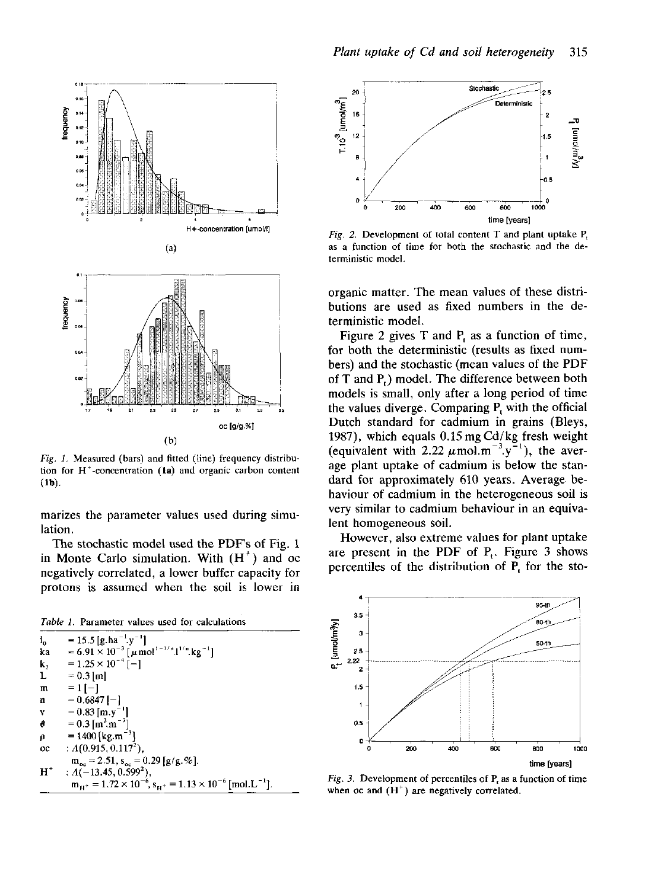Fig. 1. Measured (bars) and fitted (line) frequency distribution for $H^+$-concentration (1a) and organic carbon content (1b).

marizes the parameter values used during simulation.

The stochastic model used the PDF's of Fig. 1 in Monte Carlo simulation. With $(H^+)$ and oc negatively correlated, a lower buffer capacity for protons is assumed when the soil is lower in organic matter. The mean values of these distributions are used as fixed numbers in the deterministic model.

*Table 1.* Parameter values used for calculations

| | |
|---|---|
| $i_0$ | $= 15.5$ [g.ha$^{-1}$.y$^{-1}$] |
| ka | $= 6.91 \times 10^{-3}$ [$\mu$mol$^{1-1/n}$.l$^{1/n}$.kg$^{-1}$] |
| $k_2$ | $= 1.25 \times 10^{-4}$ [–] |
| L | $= 0.3$ [m] |
| m | $= 1$ [–] |
| n | $= 0.6847$ [–] |
| v | $= 0.83$ [m.y$^{-1}$] |
| $\theta$ | $= 0.3$ [m$^3$.m$^{-3}$] |
| $\rho$ | $= 1400$ [kg.m$^{-3}$] |
| oc | : $\Lambda(0.915, 0.117^2)$, $m_{oc} = 2.51$, $s_{oc} = 0.29$ [g/g.%]. |
| $H^+$ | : $\Lambda(-13.45, 0.599^2)$, $m_{H^+} = 1.72 \times 10^{-6}$, $s_{H^+} = 1.13 \times 10^{-6}$ [mol.L$^{-1}$]. |

*Fig. 2.* Development of total content T and plant uptake $P_t$ as a function of time for both the stochastic and the deterministic model.

Figure 2 gives T and $P_t$ as a function of time, for both the deterministic (results as fixed numbers) and the stochastic (mean values of the PDF of T and $P_t$) model. The difference between both models is small, only after a long period of time the values diverge. Comparing $P_t$ with the official Dutch standard for cadmium in grains (Bleys, 1987), which equals 0.15 mg Cd/kg fresh weight (equivalent with 2.22 $\mu$mol.m$^{-3}$.y$^{-1}$), the average plant uptake of cadmium is below the standard for approximately 610 years. Average behaviour of cadmium in the heterogeneous soil is very similar to cadmium behaviour in an equivalent homogeneous soil.

However, also extreme values for plant uptake are present in the PDF of $P_t$. Figure 3 shows percentiles of the distribution of $P_t$ for the sto-

*Fig. 3.* Development of percentiles of $P_t$ as a function of time when oc and $(H^+)$ are negatively correlated.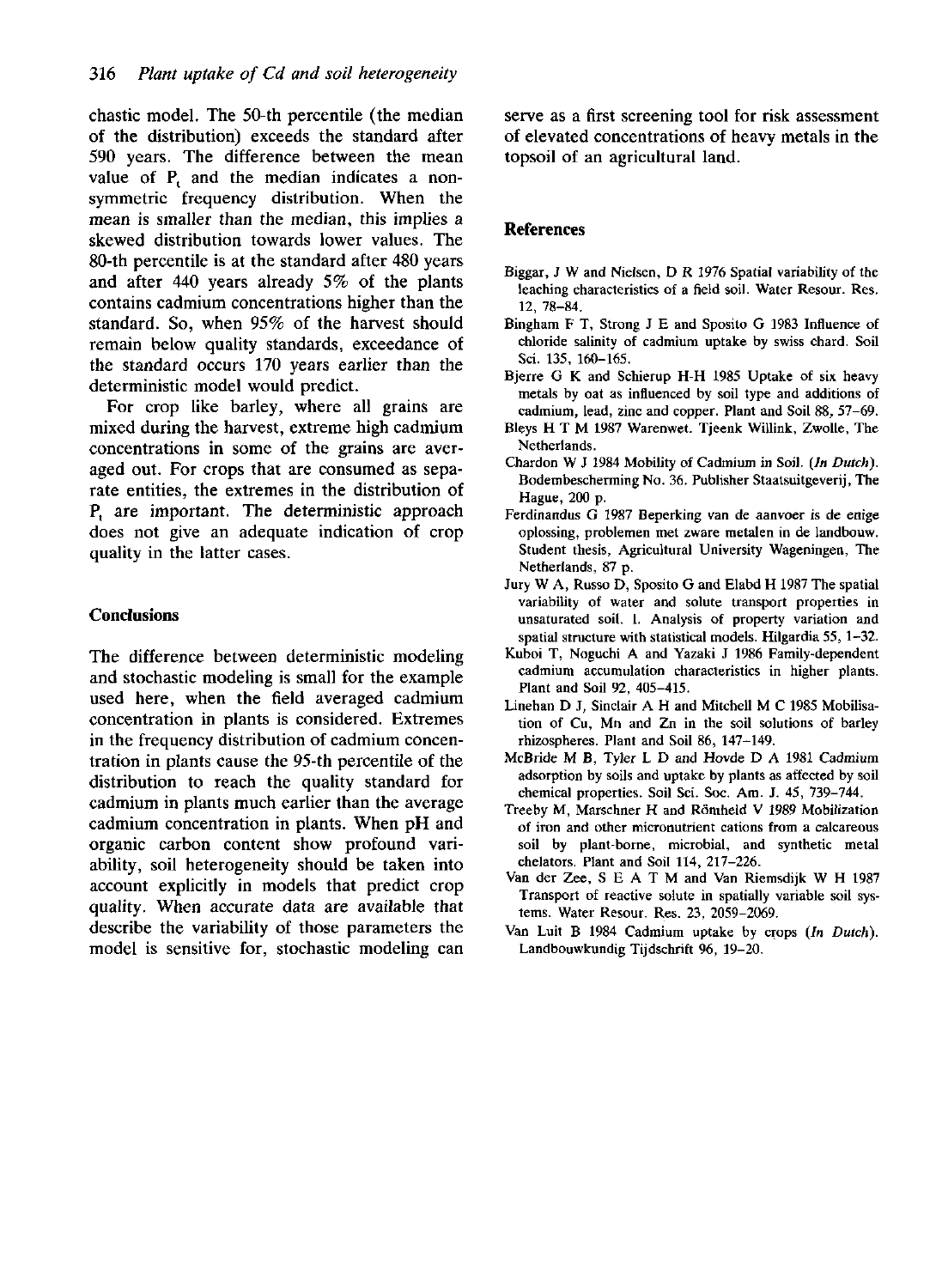chastic model. The 50-th percentile (the median of the distribution) exceeds the standard after 590 years. The difference between the mean value of $P_t$ and the median indicates a non-symmetric frequency distribution. When the mean is smaller than the median, this implies a skewed distribution towards lower values. The 80-th percentile is at the standard after 480 years and after 440 years already 5% of the plants contains cadmium concentrations higher than the standard. So, when 95% of the harvest should remain below quality standards, exceedance of the standard occurs 170 years earlier than the deterministic model would predict.

For crop like barley, where all grains are mixed during the harvest, extreme high cadmium concentrations in some of the grains are averaged out. For crops that are consumed as separate entities, the extremes in the distribution of $P_t$ are important. The deterministic approach does not give an adequate indication of crop quality in the latter cases.

## Conclusions

The difference between deterministic modeling and stochastic modeling is small for the example used here, when the field averaged cadmium concentration in plants is considered. Extremes in the frequency distribution of cadmium concentration in plants cause the 95-th percentile of the distribution to reach the quality standard for cadmium in plants much earlier than the average cadmium concentration in plants. When pH and organic carbon content show profound variability, soil heterogeneity should be taken into account explicitly in models that predict crop quality. When accurate data are available that describe the variability of those parameters the model is sensitive for, stochastic modeling can serve as a first screening tool for risk assessment of elevated concentrations of heavy metals in the topsoil of an agricultural land.

## References

Biggar, J W and Nielsen, D R 1976 Spatial variability of the leaching characteristics of a field soil. Water Resour. Res. 12, 78–84.

Bingham F T, Strong J E and Sposito G 1983 Influence of chloride salinity of cadmium uptake by swiss chard. Soil Sci. 135, 160–165.

Bjerre G K and Schierup H-H 1985 Uptake of six heavy metals by oat as influenced by soil type and additions of cadmium, lead, zinc and copper. Plant and Soil 88, 57–69.

Bleys H T M 1987 Warenwet. Tjeenk Willink, Zwolle, The Netherlands.

Chardon W J 1984 Mobility of Cadmium in Soil. (*In Dutch*). Bodembescherming No. 36. Publisher Staatsuitgeverij, The Hague, 200 p.

Ferdinandus G 1987 Beperking van de aanvoer is de enige oplossing, problemen met zware metalen in de landbouw. Student thesis, Agricultural University Wageningen, The Netherlands, 87 p.

Jury W A, Russo D, Sposito G and Elabd H 1987 The spatial variability of water and solute transport properties in unsaturated soil. I. Analysis of property variation and spatial structure with statistical models. Hilgardia 55, 1–32.

Kuboi T, Noguchi A and Yazaki J 1986 Family-dependent cadmium accumulation characteristics in higher plants. Plant and Soil 92, 405–415.

Linehan D J, Sinclair A H and Mitchell M C 1985 Mobilisation of Cu, Mn and Zn in the soil solutions of barley rhizospheres. Plant and Soil 86, 147–149.

McBride M B, Tyler L D and Hovde D A 1981 Cadmium adsorption by soils and uptake by plants as affected by soil chemical properties. Soil Sci. Soc. Am. J. 45, 739–744.

Treeby M, Marschner H and Römheld V 1989 Mobilization of iron and other micronutrient cations from a calcareous soil by plant-borne, microbial, and synthetic metal chelators. Plant and Soil 114, 217–226.

Van der Zee, S E A T M and Van Riemsdijk W H 1987 Transport of reactive solute in spatially variable soil systems. Water Resour. Res. 23, 2059–2069.

Van Luit B 1984 Cadmium uptake by crops (*In Dutch*). Landbouwkundig Tijdschrift 96, 19–20.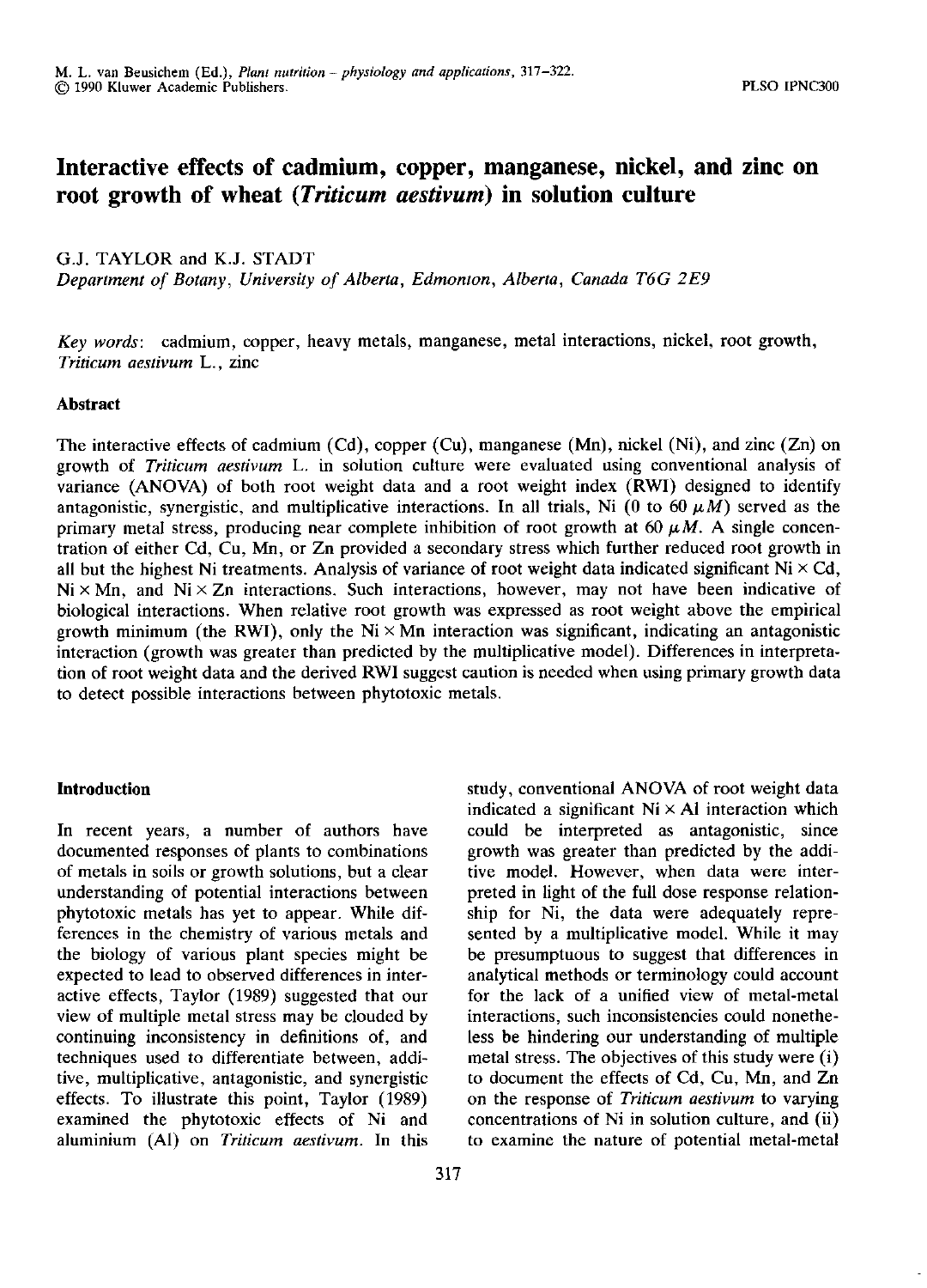# Interactive effects of cadmium, copper, manganese, nickel, and zinc on root growth of wheat (*Triticum aestivum*) in solution culture

G.J. TAYLOR and K.J. STADT

*Department of Botany, University of Alberta, Edmonton, Alberta, Canada T6G 2E9*

*Key words*: cadmium, copper, heavy metals, manganese, metal interactions, nickel, root growth, *Triticum aestivum* L., zinc

## Abstract

The interactive effects of cadmium (Cd), copper (Cu), manganese (Mn), nickel (Ni), and zinc (Zn) on growth of *Triticum aestivum* L. in solution culture were evaluated using conventional analysis of variance (ANOVA) of both root weight data and a root weight index (RWI) designed to identify antagonistic, synergistic, and multiplicative interactions. In all trials, Ni (0 to 60 $\mu M$) served as the primary metal stress, producing near complete inhibition of root growth at 60 $\mu M$. A single concentration of either Cd, Cu, Mn, or Zn provided a secondary stress which further reduced root growth in all but the highest Ni treatments. Analysis of variance of root weight data indicated significant Ni × Cd, Ni × Mn, and Ni × Zn interactions. Such interactions, however, may not have been indicative of biological interactions. When relative root growth was expressed as root weight above the empirical growth minimum (the RWI), only the Ni × Mn interaction was significant, indicating an antagonistic interaction (growth was greater than predicted by the multiplicative model). Differences in interpretation of root weight data and the derived RWI suggest caution is needed when using primary growth data to detect possible interactions between phytotoxic metals.

## Introduction

In recent years, a number of authors have documented responses of plants to combinations of metals in soils or growth solutions, but a clear understanding of potential interactions between phytotoxic metals has yet to appear. While differences in the chemistry of various metals and the biology of various plant species might be expected to lead to observed differences in interactive effects, Taylor (1989) suggested that our view of multiple metal stress may be clouded by continuing inconsistency in definitions of, and techniques used to differentiate between, additive, multiplicative, antagonistic, and synergistic effects. To illustrate this point, Taylor (1989) examined the phytotoxic effects of Ni and aluminium (Al) on *Triticum aestivum*. In this study, conventional ANOVA of root weight data indicated a significant Ni × Al interaction which could be interpreted as antagonistic, since growth was greater than predicted by the additive model. However, when data were interpreted in light of the full dose response relationship for Ni, the data were adequately represented by a multiplicative model. While it may be presumptuous to suggest that differences in analytical methods or terminology could account for the lack of a unified view of metal-metal interactions, such inconsistencies could nonetheless be hindering our understanding of multiple metal stress. The objectives of this study were (i) to document the effects of Cd, Cu, Mn, and Zn on the response of *Triticum aestivum* to varying concentrations of Ni in solution culture, and (ii) to examine the nature of potential metal-metal